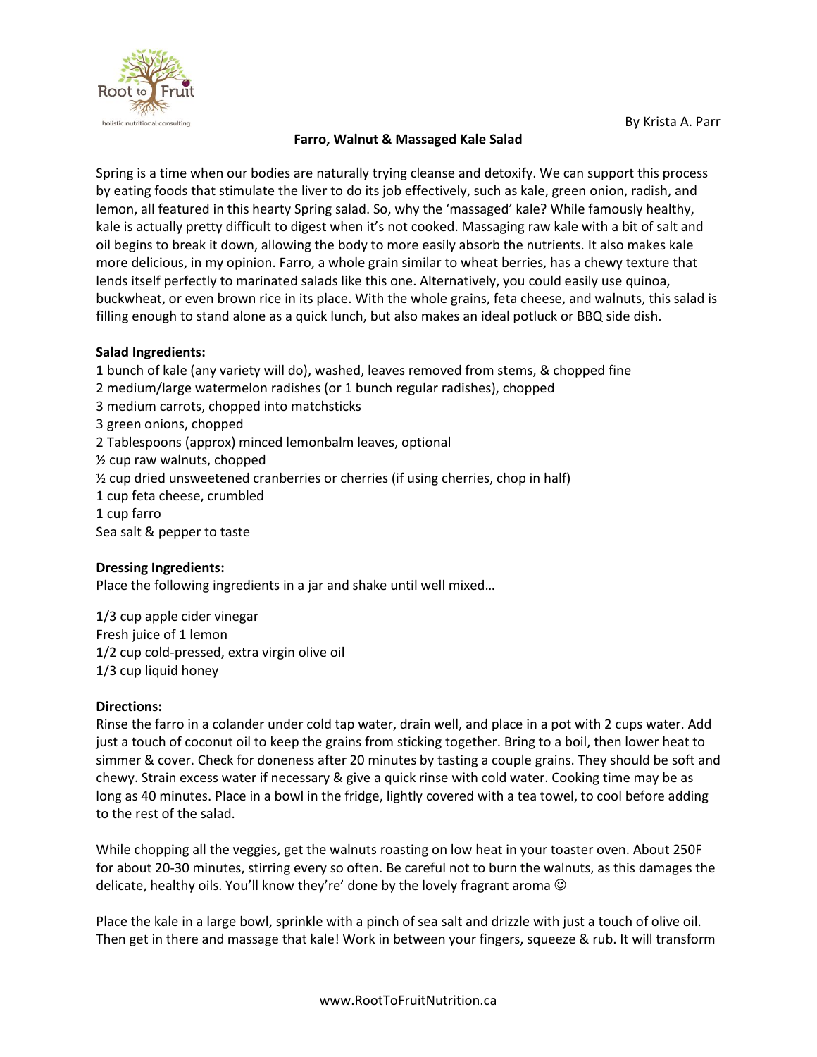By Krista A. Parr

# Farro, Walnut & Massaged Kale Salad

Spring is a time when our bodies are naturally trying cleanse and detoxify. We can support this process by eating foods that stimulate the liver to do its job effectively, such as kale, green onion, radish, and lemon, all featured in this hearty Spring salad. So, why the 'massaged' kale? While famously healthy, kale is actually pretty difficult to digest when it's not cooked. Massaging raw kale with a bit of salt and oil begins to break it down, allowing the body to more easily absorb the nutrients. It also makes kale more delicious, in my opinion. Farro, a whole grain similar to wheat berries, has a chewy texture that lends itself perfectly to marinated salads like this one. Alternatively, you could easily use quinoa, buckwheat, or even brown rice in its place. With the whole grains, feta cheese, and walnuts, this salad is filling enough to stand alone as a quick lunch, but also makes an ideal potluck or BBQ side dish.

**Salad Ingredients:**

1 bunch of kale (any variety will do), washed, leaves removed from stems, & chopped fine
2 medium/large watermelon radishes (or 1 bunch regular radishes), chopped
3 medium carrots, chopped into matchsticks
3 green onions, chopped
2 Tablespoons (approx) minced lemonbalm leaves, optional
½ cup raw walnuts, chopped
½ cup dried unsweetened cranberries or cherries (if using cherries, chop in half)
1 cup feta cheese, crumbled
1 cup farro
Sea salt & pepper to taste

**Dressing Ingredients:**

Place the following ingredients in a jar and shake until well mixed…

1/3 cup apple cider vinegar
Fresh juice of 1 lemon
1/2 cup cold-pressed, extra virgin olive oil
1/3 cup liquid honey

**Directions:**

Rinse the farro in a colander under cold tap water, drain well, and place in a pot with 2 cups water. Add just a touch of coconut oil to keep the grains from sticking together. Bring to a boil, then lower heat to simmer & cover. Check for doneness after 20 minutes by tasting a couple grains. They should be soft and chewy. Strain excess water if necessary & give a quick rinse with cold water. Cooking time may be as long as 40 minutes. Place in a bowl in the fridge, lightly covered with a tea towel, to cool before adding to the rest of the salad.

While chopping all the veggies, get the walnuts roasting on low heat in your toaster oven. About 250F for about 20-30 minutes, stirring every so often. Be careful not to burn the walnuts, as this damages the delicate, healthy oils. You'll know they're' done by the lovely fragrant aroma ☺

Place the kale in a large bowl, sprinkle with a pinch of sea salt and drizzle with just a touch of olive oil. Then get in there and massage that kale! Work in between your fingers, squeeze & rub. It will transform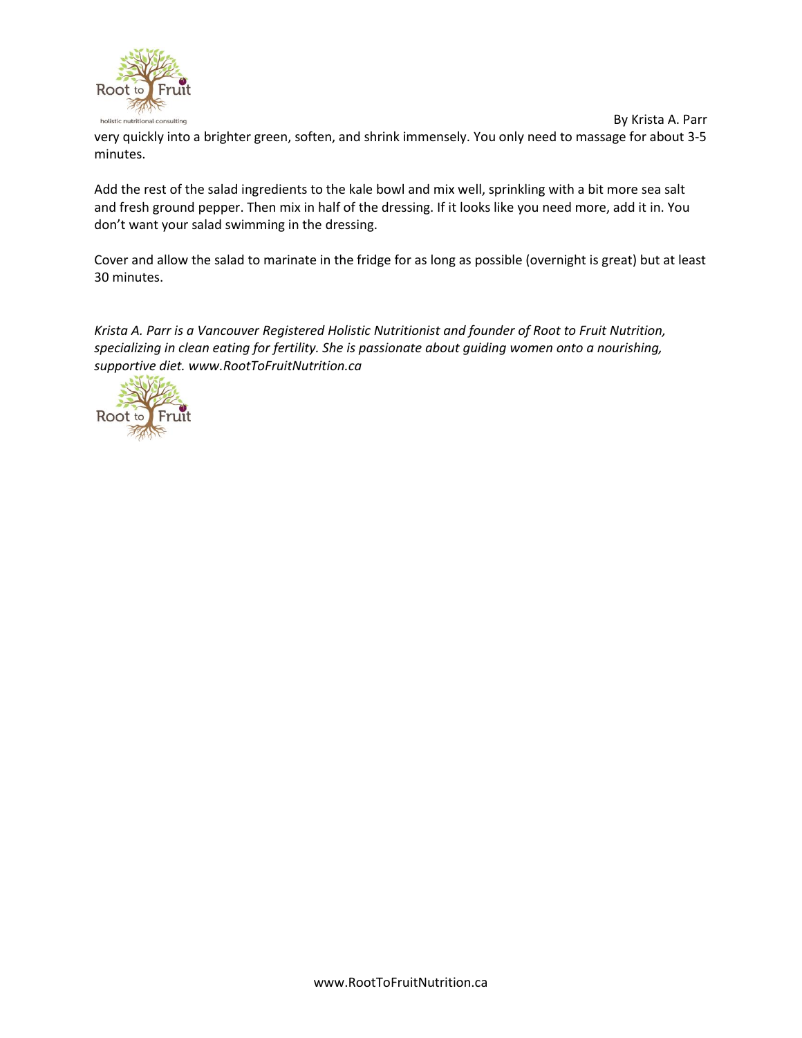very quickly into a brighter green, soften, and shrink immensely. You only need to massage for about 3-5 minutes.

Add the rest of the salad ingredients to the kale bowl and mix well, sprinkling with a bit more sea salt and fresh ground pepper. Then mix in half of the dressing. If it looks like you need more, add it in. You don't want your salad swimming in the dressing.

Cover and allow the salad to marinate in the fridge for as long as possible (overnight is great) but at least 30 minutes.

*Krista A. Parr is a Vancouver Registered Holistic Nutritionist and founder of Root to Fruit Nutrition, specializing in clean eating for fertility. She is passionate about guiding women onto a nourishing, supportive diet. www.RootToFruitNutrition.ca*